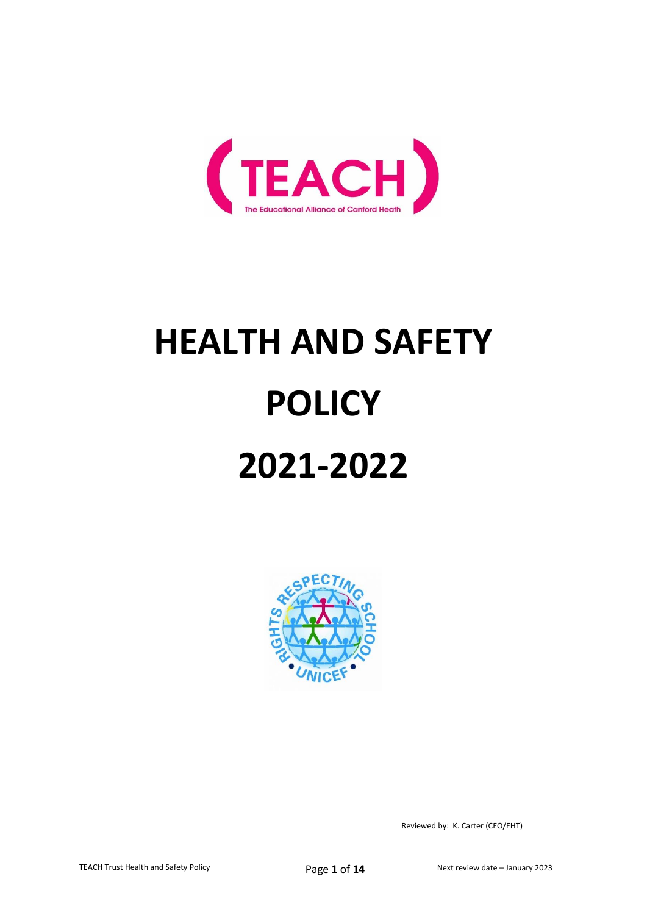(TEACH)

The Educational Alliance of Canford Heath

# HEALTH AND SAFETY POLICY 2021-2022

Reviewed by: K. Carter (CEO/EHT)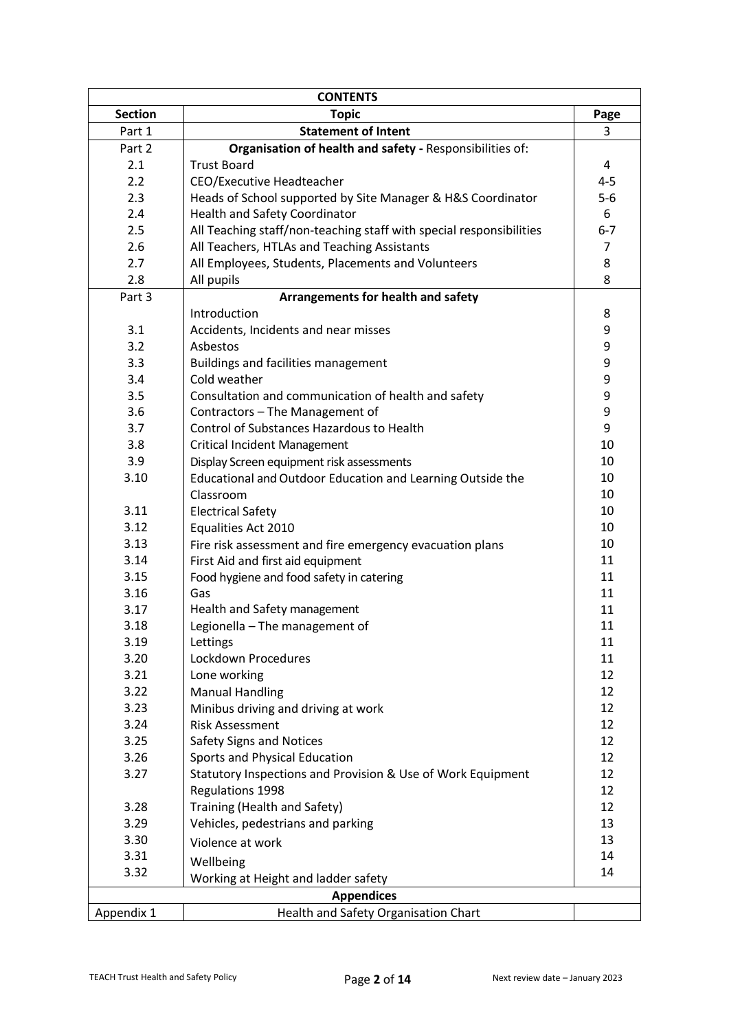| CONTENTS | | |
|---|---|---|
| **Section** | **Topic** | **Page** |
| Part 1 | **Statement of Intent** | 3 |
| Part 2 | **Organisation of health and safety** - Responsibilities of: | |
| 2.1 | Trust Board | 4 |
| 2.2 | CEO/Executive Headteacher | 4-5 |
| 2.3 | Heads of School supported by Site Manager & H&S Coordinator | 5-6 |
| 2.4 | Health and Safety Coordinator | 6 |
| 2.5 | All Teaching staff/non-teaching staff with special responsibilities | 6-7 |
| 2.6 | All Teachers, HTLAs and Teaching Assistants | 7 |
| 2.7 | All Employees, Students, Placements and Volunteers | 8 |
| 2.8 | All pupils | 8 |
| Part 3 | **Arrangements for health and safety** | |
| | Introduction | 8 |
| 3.1 | Accidents, Incidents and near misses | 9 |
| 3.2 | Asbestos | 9 |
| 3.3 | Buildings and facilities management | 9 |
| 3.4 | Cold weather | 9 |
| 3.5 | Consultation and communication of health and safety | 9 |
| 3.6 | Contractors – The Management of | 9 |
| 3.7 | Control of Substances Hazardous to Health | 9 |
| 3.8 | Critical Incident Management | 10 |
| 3.9 | Display Screen equipment risk assessments | 10 |
| 3.10 | Educational and Outdoor Education and Learning Outside the Classroom | 10 |
| 3.11 | Electrical Safety | 10 |
| 3.12 | Equalities Act 2010 | 10 |
| 3.13 | Fire risk assessment and fire emergency evacuation plans | 10 |
| 3.14 | First Aid and first aid equipment | 11 |
| 3.15 | Food hygiene and food safety in catering | 11 |
| 3.16 | Gas | 11 |
| 3.17 | Health and Safety management | 11 |
| 3.18 | Legionella – The management of | 11 |
| 3.19 | Lettings | 11 |
| 3.20 | Lockdown Procedures | 11 |
| 3.21 | Lone working | 12 |
| 3.22 | Manual Handling | 12 |
| 3.23 | Minibus driving and driving at work | 12 |
| 3.24 | Risk Assessment | 12 |
| 3.25 | Safety Signs and Notices | 12 |
| 3.26 | Sports and Physical Education | 12 |
| 3.27 | Statutory Inspections and Provision & Use of Work Equipment Regulations 1998 | 12 |
| 3.28 | Training (Health and Safety) | 12 |
| 3.29 | Vehicles, pedestrians and parking | 13 |
| 3.30 | Violence at work | 13 |
| 3.31 | Wellbeing | 14 |
| 3.32 | Working at Height and ladder safety | 14 |
| | **Appendices** | |
| Appendix 1 | Health and Safety Organisation Chart | |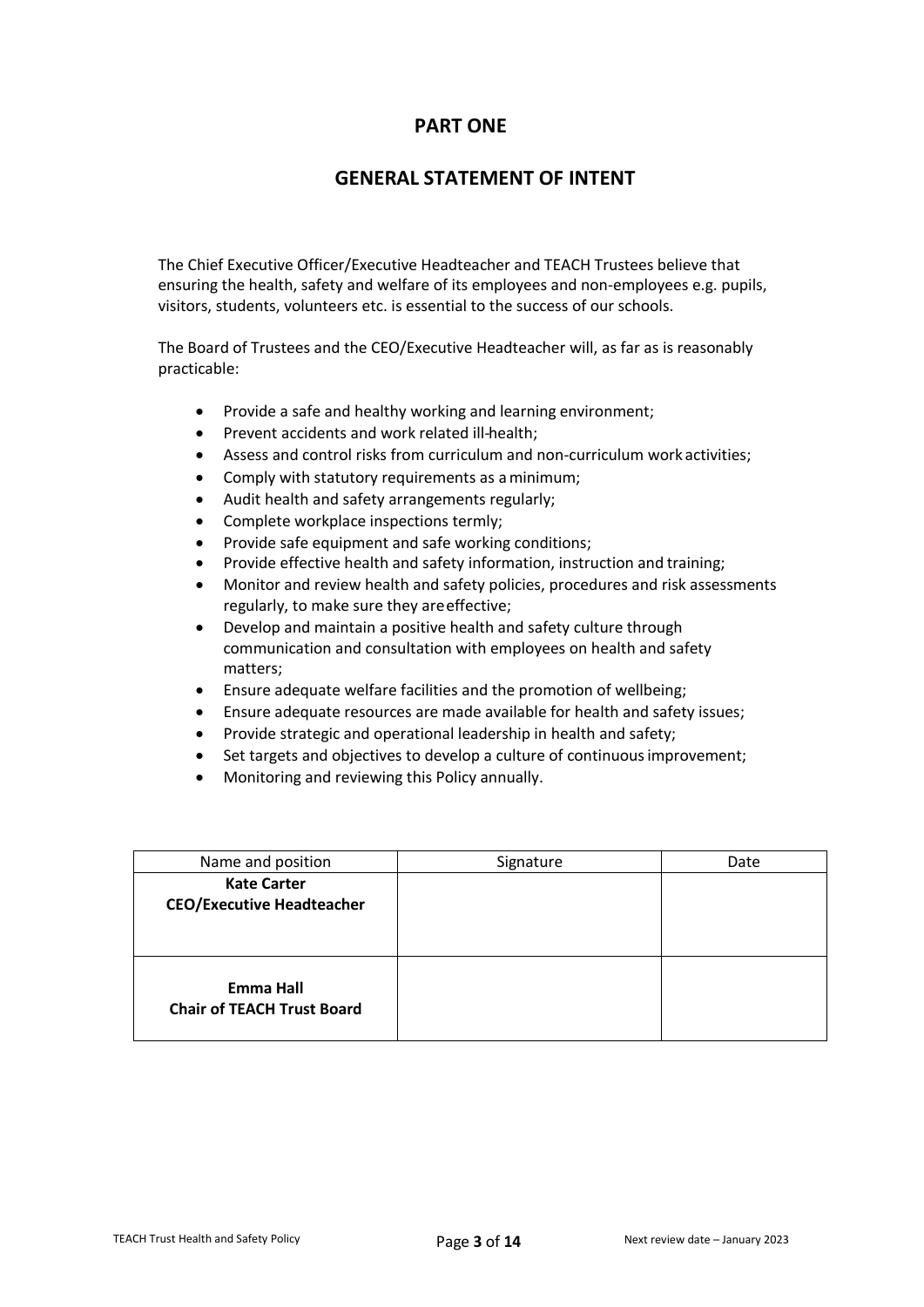# PART ONE

## GENERAL STATEMENT OF INTENT

The Chief Executive Officer/Executive Headteacher and TEACH Trustees believe that ensuring the health, safety and welfare of its employees and non-employees e.g. pupils, visitors, students, volunteers etc. is essential to the success of our schools.

The Board of Trustees and the CEO/Executive Headteacher will, as far as is reasonably practicable:

- Provide a safe and healthy working and learning environment;
- Prevent accidents and work related ill-health;
- Assess and control risks from curriculum and non-curriculum work activities;
- Comply with statutory requirements as a minimum;
- Audit health and safety arrangements regularly;
- Complete workplace inspections termly;
- Provide safe equipment and safe working conditions;
- Provide effective health and safety information, instruction and training;
- Monitor and review health and safety policies, procedures and risk assessments regularly, to make sure they are effective;
- Develop and maintain a positive health and safety culture through communication and consultation with employees on health and safety matters;
- Ensure adequate welfare facilities and the promotion of wellbeing;
- Ensure adequate resources are made available for health and safety issues;
- Provide strategic and operational leadership in health and safety;
- Set targets and objectives to develop a culture of continuous improvement;
- Monitoring and reviewing this Policy annually.

| Name and position | Signature | Date |
|---|---|---|
| **Kate Carter**<br>**CEO/Executive Headteacher** | | |
| **Emma Hall**<br>**Chair of TEACH Trust Board** | | |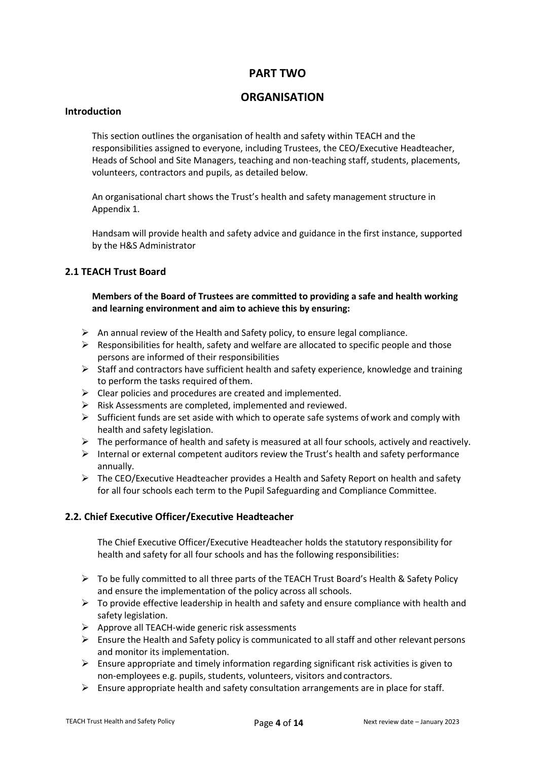# PART TWO

# ORGANISATION

## Introduction

This section outlines the organisation of health and safety within TEACH and the responsibilities assigned to everyone, including Trustees, the CEO/Executive Headteacher, Heads of School and Site Managers, teaching and non-teaching staff, students, placements, volunteers, contractors and pupils, as detailed below.

An organisational chart shows the Trust's health and safety management structure in Appendix 1.

Handsam will provide health and safety advice and guidance in the first instance, supported by the H&S Administrator

## 2.1 TEACH Trust Board

**Members of the Board of Trustees are committed to providing a safe and health working and learning environment and aim to achieve this by ensuring:**

- An annual review of the Health and Safety policy, to ensure legal compliance.
- Responsibilities for health, safety and welfare are allocated to specific people and those persons are informed of their responsibilities
- Staff and contractors have sufficient health and safety experience, knowledge and training to perform the tasks required of them.
- Clear policies and procedures are created and implemented.
- Risk Assessments are completed, implemented and reviewed.
- Sufficient funds are set aside with which to operate safe systems of work and comply with health and safety legislation.
- The performance of health and safety is measured at all four schools, actively and reactively.
- Internal or external competent auditors review the Trust's health and safety performance annually.
- The CEO/Executive Headteacher provides a Health and Safety Report on health and safety for all four schools each term to the Pupil Safeguarding and Compliance Committee.

## 2.2. Chief Executive Officer/Executive Headteacher

The Chief Executive Officer/Executive Headteacher holds the statutory responsibility for health and safety for all four schools and has the following responsibilities:

- To be fully committed to all three parts of the TEACH Trust Board's Health & Safety Policy and ensure the implementation of the policy across all schools.
- To provide effective leadership in health and safety and ensure compliance with health and safety legislation.
- Approve all TEACH-wide generic risk assessments
- Ensure the Health and Safety policy is communicated to all staff and other relevant persons and monitor its implementation.
- Ensure appropriate and timely information regarding significant risk activities is given to non-employees e.g. pupils, students, volunteers, visitors and contractors.
- Ensure appropriate health and safety consultation arrangements are in place for staff.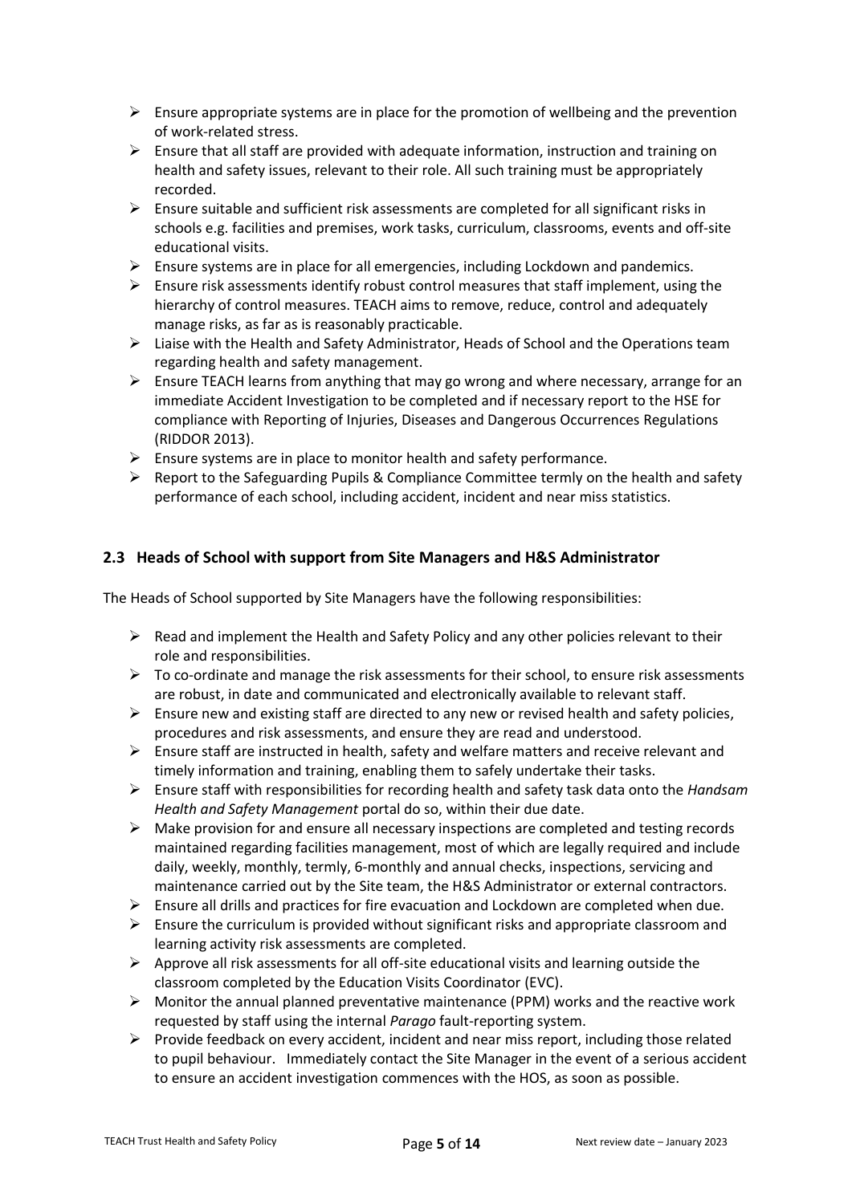- Ensure appropriate systems are in place for the promotion of wellbeing and the prevention of work-related stress.
- Ensure that all staff are provided with adequate information, instruction and training on health and safety issues, relevant to their role. All such training must be appropriately recorded.
- Ensure suitable and sufficient risk assessments are completed for all significant risks in schools e.g. facilities and premises, work tasks, curriculum, classrooms, events and off-site educational visits.
- Ensure systems are in place for all emergencies, including Lockdown and pandemics.
- Ensure risk assessments identify robust control measures that staff implement, using the hierarchy of control measures. TEACH aims to remove, reduce, control and adequately manage risks, as far as is reasonably practicable.
- Liaise with the Health and Safety Administrator, Heads of School and the Operations team regarding health and safety management.
- Ensure TEACH learns from anything that may go wrong and where necessary, arrange for an immediate Accident Investigation to be completed and if necessary report to the HSE for compliance with Reporting of Injuries, Diseases and Dangerous Occurrences Regulations (RIDDOR 2013).
- Ensure systems are in place to monitor health and safety performance.
- Report to the Safeguarding Pupils & Compliance Committee termly on the health and safety performance of each school, including accident, incident and near miss statistics.

## 2.3 Heads of School with support from Site Managers and H&S Administrator

The Heads of School supported by Site Managers have the following responsibilities:

- Read and implement the Health and Safety Policy and any other policies relevant to their role and responsibilities.
- To co-ordinate and manage the risk assessments for their school, to ensure risk assessments are robust, in date and communicated and electronically available to relevant staff.
- Ensure new and existing staff are directed to any new or revised health and safety policies, procedures and risk assessments, and ensure they are read and understood.
- Ensure staff are instructed in health, safety and welfare matters and receive relevant and timely information and training, enabling them to safely undertake their tasks.
- Ensure staff with responsibilities for recording health and safety task data onto the *Handsam Health and Safety Management* portal do so, within their due date.
- Make provision for and ensure all necessary inspections are completed and testing records maintained regarding facilities management, most of which are legally required and include daily, weekly, monthly, termly, 6-monthly and annual checks, inspections, servicing and maintenance carried out by the Site team, the H&S Administrator or external contractors.
- Ensure all drills and practices for fire evacuation and Lockdown are completed when due.
- Ensure the curriculum is provided without significant risks and appropriate classroom and learning activity risk assessments are completed.
- Approve all risk assessments for all off-site educational visits and learning outside the classroom completed by the Education Visits Coordinator (EVC).
- Monitor the annual planned preventative maintenance (PPM) works and the reactive work requested by staff using the internal *Parago* fault-reporting system.
- Provide feedback on every accident, incident and near miss report, including those related to pupil behaviour. Immediately contact the Site Manager in the event of a serious accident to ensure an accident investigation commences with the HOS, as soon as possible.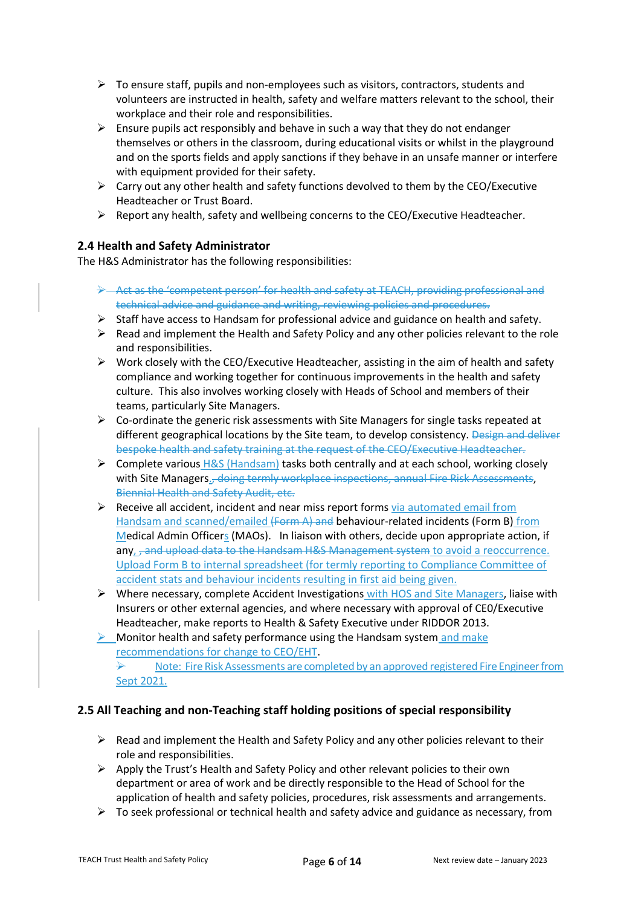- To ensure staff, pupils and non-employees such as visitors, contractors, students and volunteers are instructed in health, safety and welfare matters relevant to the school, their workplace and their role and responsibilities.
- Ensure pupils act responsibly and behave in such a way that they do not endanger themselves or others in the classroom, during educational visits or whilst in the playground and on the sports fields and apply sanctions if they behave in an unsafe manner or interfere with equipment provided for their safety.
- Carry out any other health and safety functions devolved to them by the CEO/Executive Headteacher or Trust Board.
- Report any health, safety and wellbeing concerns to the CEO/Executive Headteacher.

### 2.4 Health and Safety Administrator

The H&S Administrator has the following responsibilities:

- ~~Act as the 'competent person' for health and safety at TEACH, providing professional and technical advice and guidance and writing, reviewing policies and procedures.~~
- Staff have access to Handsam for professional advice and guidance on health and safety.
- Read and implement the Health and Safety Policy and any other policies relevant to the role and responsibilities.
- Work closely with the CEO/Executive Headteacher, assisting in the aim of health and safety compliance and working together for continuous improvements in the health and safety culture. This also involves working closely with Heads of School and members of their teams, particularly Site Managers.
- Co-ordinate the generic risk assessments with Site Managers for single tasks repeated at different geographical locations by the Site team, to develop consistency. ~~Design and deliver bespoke health and safety training at the request of the CEO/Executive Headteacher.~~
- Complete various H&S (Handsam) tasks both centrally and at each school, working closely with Site Managers.~~, doing termly workplace inspections, annual Fire Risk Assessments, Biennial Health and Safety Audit, etc.~~
- Receive all accident, incident and near miss report forms via automated email from Handsam and scanned/emailed ~~(Form A) and~~ behaviour-related incidents (Form B) from Medical Admin Officers (MAOs). In liaison with others, decide upon appropriate action, if any, ~~, and upload data to the Handsam H&S Management system~~ to avoid a reoccurrence. Upload Form B to internal spreadsheet (for termly reporting to Compliance Committee of accident stats and behaviour incidents resulting in first aid being given.
- Where necessary, complete Accident Investigations with HOS and Site Managers, liaise with Insurers or other external agencies, and where necessary with approval of CE0/Executive Headteacher, make reports to Health & Safety Executive under RIDDOR 2013.
- Monitor health and safety performance using the Handsam system and make recommendations for change to CEO/EHT.
  - Note: Fire Risk Assessments are completed by an approved registered Fire Engineer from Sept 2021.

### 2.5 All Teaching and non-Teaching staff holding positions of special responsibility

- Read and implement the Health and Safety Policy and any other policies relevant to their role and responsibilities.
- Apply the Trust's Health and Safety Policy and other relevant policies to their own department or area of work and be directly responsible to the Head of School for the application of health and safety policies, procedures, risk assessments and arrangements.
- To seek professional or technical health and safety advice and guidance as necessary, from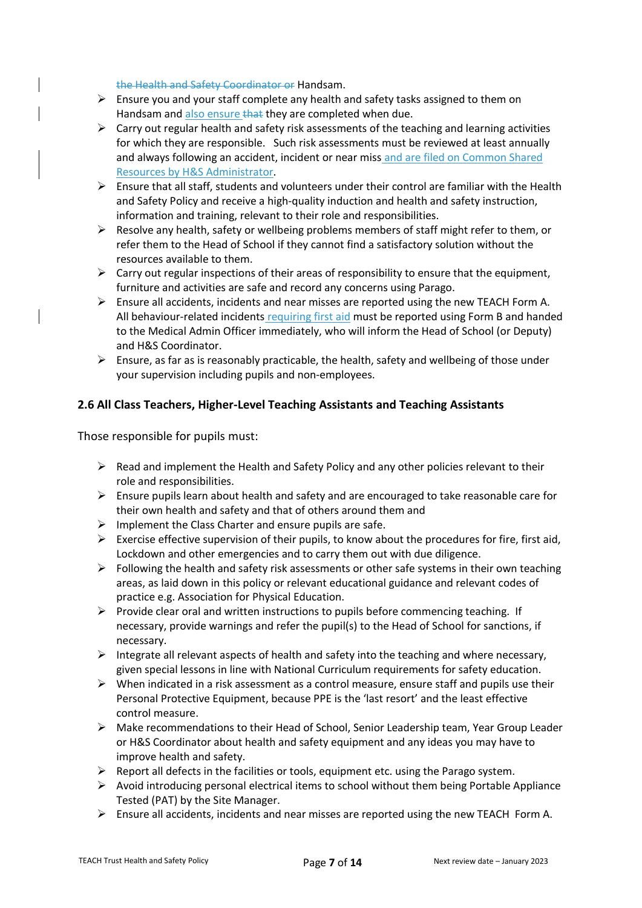the Health and Safety Coordinator or Handsam.

- Ensure you and your staff complete any health and safety tasks assigned to them on Handsam and also ensure that they are completed when due.
- Carry out regular health and safety risk assessments of the teaching and learning activities for which they are responsible. Such risk assessments must be reviewed at least annually and always following an accident, incident or near miss and are filed on Common Shared Resources by H&S Administrator.
- Ensure that all staff, students and volunteers under their control are familiar with the Health and Safety Policy and receive a high-quality induction and health and safety instruction, information and training, relevant to their role and responsibilities.
- Resolve any health, safety or wellbeing problems members of staff might refer to them, or refer them to the Head of School if they cannot find a satisfactory solution without the resources available to them.
- Carry out regular inspections of their areas of responsibility to ensure that the equipment, furniture and activities are safe and record any concerns using Parago.
- Ensure all accidents, incidents and near misses are reported using the new TEACH Form A. All behaviour-related incidents requiring first aid must be reported using Form B and handed to the Medical Admin Officer immediately, who will inform the Head of School (or Deputy) and H&S Coordinator.
- Ensure, as far as is reasonably practicable, the health, safety and wellbeing of those under your supervision including pupils and non-employees.

### 2.6 All Class Teachers, Higher-Level Teaching Assistants and Teaching Assistants

Those responsible for pupils must:

- Read and implement the Health and Safety Policy and any other policies relevant to their role and responsibilities.
- Ensure pupils learn about health and safety and are encouraged to take reasonable care for their own health and safety and that of others around them and
- Implement the Class Charter and ensure pupils are safe.
- Exercise effective supervision of their pupils, to know about the procedures for fire, first aid, Lockdown and other emergencies and to carry them out with due diligence.
- Following the health and safety risk assessments or other safe systems in their own teaching areas, as laid down in this policy or relevant educational guidance and relevant codes of practice e.g. Association for Physical Education.
- Provide clear oral and written instructions to pupils before commencing teaching. If necessary, provide warnings and refer the pupil(s) to the Head of School for sanctions, if necessary.
- Integrate all relevant aspects of health and safety into the teaching and where necessary, given special lessons in line with National Curriculum requirements for safety education.
- When indicated in a risk assessment as a control measure, ensure staff and pupils use their Personal Protective Equipment, because PPE is the 'last resort' and the least effective control measure.
- Make recommendations to their Head of School, Senior Leadership team, Year Group Leader or H&S Coordinator about health and safety equipment and any ideas you may have to improve health and safety.
- Report all defects in the facilities or tools, equipment etc. using the Parago system.
- Avoid introducing personal electrical items to school without them being Portable Appliance Tested (PAT) by the Site Manager.
- Ensure all accidents, incidents and near misses are reported using the new TEACH Form A.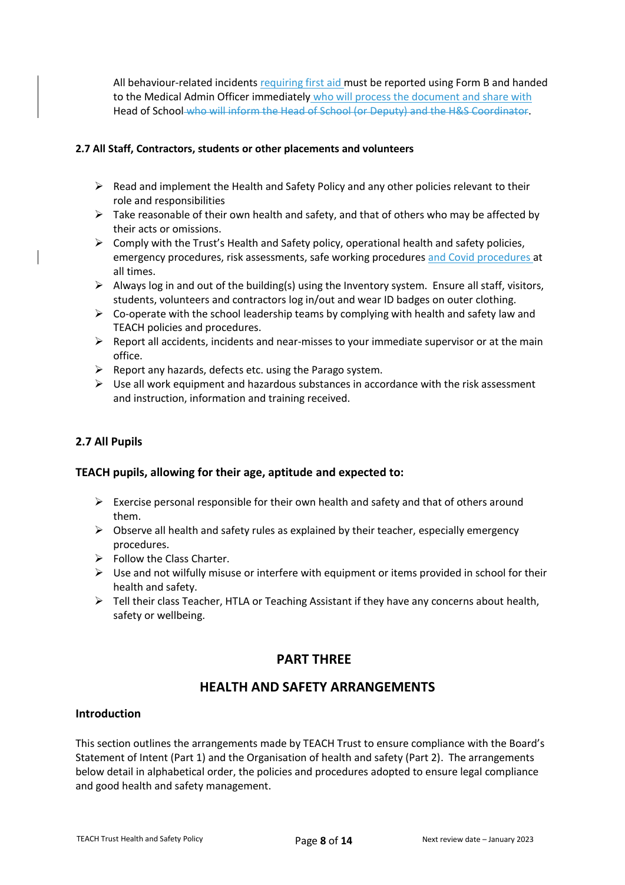All behaviour-related incidents requiring first aid must be reported using Form B and handed to the Medical Admin Officer immediately who will process the document and share with Head of School ~~who will inform the Head of School (or Deputy) and the H&S Coordinator~~.

**2.7 All Staff, Contractors, students or other placements and volunteers**

- Read and implement the Health and Safety Policy and any other policies relevant to their role and responsibilities
- Take reasonable of their own health and safety, and that of others who may be affected by their acts or omissions.
- Comply with the Trust's Health and Safety policy, operational health and safety policies, emergency procedures, risk assessments, safe working procedures and Covid procedures at all times.
- Always log in and out of the building(s) using the Inventory system. Ensure all staff, visitors, students, volunteers and contractors log in/out and wear ID badges on outer clothing.
- Co-operate with the school leadership teams by complying with health and safety law and TEACH policies and procedures.
- Report all accidents, incidents and near-misses to your immediate supervisor or at the main office.
- Report any hazards, defects etc. using the Parago system.
- Use all work equipment and hazardous substances in accordance with the risk assessment and instruction, information and training received.

### 2.7 All Pupils

**TEACH pupils, allowing for their age, aptitude and expected to:**

- Exercise personal responsible for their own health and safety and that of others around them.
- Observe all health and safety rules as explained by their teacher, especially emergency procedures.
- Follow the Class Charter.
- Use and not wilfully misuse or interfere with equipment or items provided in school for their health and safety.
- Tell their class Teacher, HTLA or Teaching Assistant if they have any concerns about health, safety or wellbeing.

## PART THREE

## HEALTH AND SAFETY ARRANGEMENTS

### Introduction

This section outlines the arrangements made by TEACH Trust to ensure compliance with the Board's Statement of Intent (Part 1) and the Organisation of health and safety (Part 2). The arrangements below detail in alphabetical order, the policies and procedures adopted to ensure legal compliance and good health and safety management.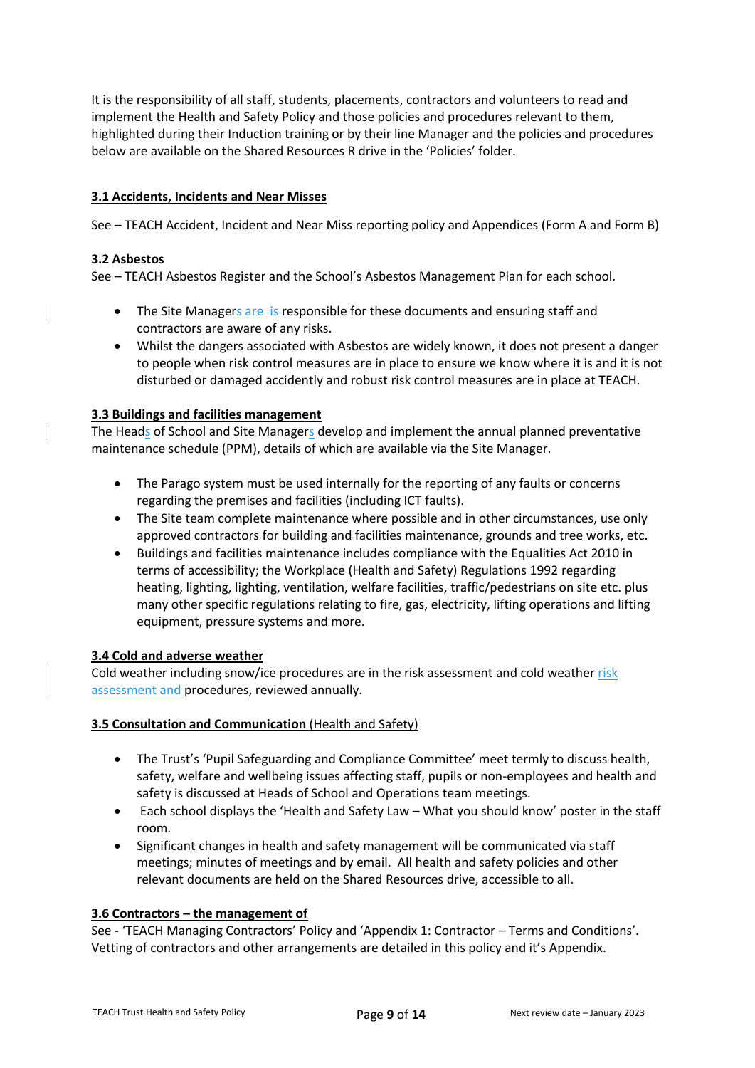It is the responsibility of all staff, students, placements, contractors and volunteers to read and implement the Health and Safety Policy and those policies and procedures relevant to them, highlighted during their Induction training or by their line Manager and the policies and procedures below are available on the Shared Resources R drive in the 'Policies' folder.

### 3.1 Accidents, Incidents and Near Misses

See – TEACH Accident, Incident and Near Miss reporting policy and Appendices (Form A and Form B)

### 3.2 Asbestos

See – TEACH Asbestos Register and the School's Asbestos Management Plan for each school.

- The Site Managers are ~~is~~ responsible for these documents and ensuring staff and contractors are aware of any risks.
- Whilst the dangers associated with Asbestos are widely known, it does not present a danger to people when risk control measures are in place to ensure we know where it is and it is not disturbed or damaged accidently and robust risk control measures are in place at TEACH.

### 3.3 Buildings and facilities management

The Heads of School and Site Managers develop and implement the annual planned preventative maintenance schedule (PPM), details of which are available via the Site Manager.

- The Parago system must be used internally for the reporting of any faults or concerns regarding the premises and facilities (including ICT faults).
- The Site team complete maintenance where possible and in other circumstances, use only approved contractors for building and facilities maintenance, grounds and tree works, etc.
- Buildings and facilities maintenance includes compliance with the Equalities Act 2010 in terms of accessibility; the Workplace (Health and Safety) Regulations 1992 regarding heating, lighting, lighting, ventilation, welfare facilities, traffic/pedestrians on site etc. plus many other specific regulations relating to fire, gas, electricity, lifting operations and lifting equipment, pressure systems and more.

### 3.4 Cold and adverse weather

Cold weather including snow/ice procedures are in the risk assessment and cold weather risk assessment and procedures, reviewed annually.

### 3.5 Consultation and Communication (Health and Safety)

- The Trust's 'Pupil Safeguarding and Compliance Committee' meet termly to discuss health, safety, welfare and wellbeing issues affecting staff, pupils or non-employees and health and safety is discussed at Heads of School and Operations team meetings.
- Each school displays the 'Health and Safety Law – What you should know' poster in the staff room.
- Significant changes in health and safety management will be communicated via staff meetings; minutes of meetings and by email. All health and safety policies and other relevant documents are held on the Shared Resources drive, accessible to all.

### 3.6 Contractors – the management of

See - 'TEACH Managing Contractors' Policy and 'Appendix 1: Contractor – Terms and Conditions'. Vetting of contractors and other arrangements are detailed in this policy and it's Appendix.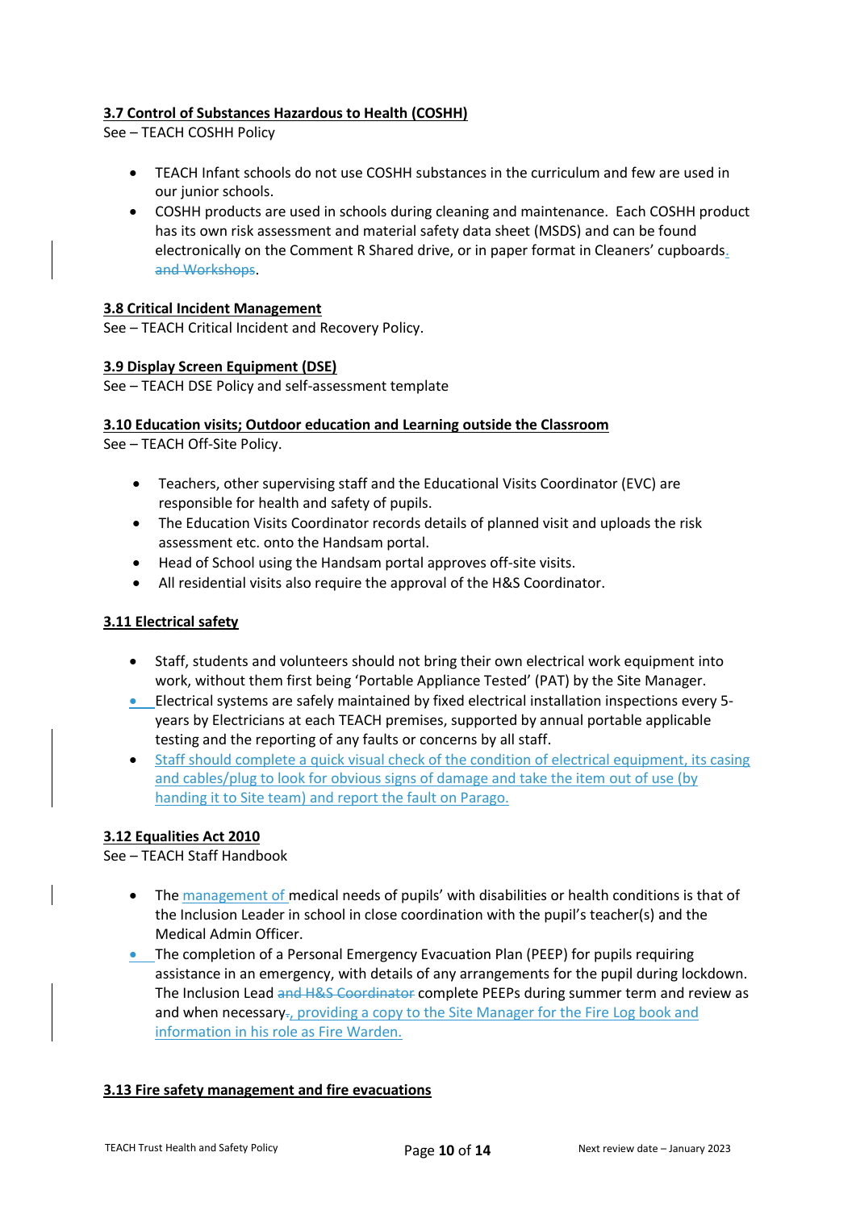**3.7 Control of Substances Hazardous to Health (COSHH)**

See – TEACH COSHH Policy

- TEACH Infant schools do not use COSHH substances in the curriculum and few are used in our junior schools.
- COSHH products are used in schools during cleaning and maintenance. Each COSHH product has its own risk assessment and material safety data sheet (MSDS) and can be found electronically on the Comment R Shared drive, or in paper format in Cleaners' cupboards. ~~and Workshops~~.

**3.8 Critical Incident Management**

See – TEACH Critical Incident and Recovery Policy.

**3.9 Display Screen Equipment (DSE)**

See – TEACH DSE Policy and self-assessment template

**3.10 Education visits; Outdoor education and Learning outside the Classroom**

See – TEACH Off-Site Policy.

- Teachers, other supervising staff and the Educational Visits Coordinator (EVC) are responsible for health and safety of pupils.
- The Education Visits Coordinator records details of planned visit and uploads the risk assessment etc. onto the Handsam portal.
- Head of School using the Handsam portal approves off-site visits.
- All residential visits also require the approval of the H&S Coordinator.

**3.11 Electrical safety**

- Staff, students and volunteers should not bring their own electrical work equipment into work, without them first being 'Portable Appliance Tested' (PAT) by the Site Manager.
- Electrical systems are safely maintained by fixed electrical installation inspections every 5-years by Electricians at each TEACH premises, supported by annual portable applicable testing and the reporting of any faults or concerns by all staff.
- Staff should complete a quick visual check of the condition of electrical equipment, its casing and cables/plug to look for obvious signs of damage and take the item out of use (by handing it to Site team) and report the fault on Parago.

**3.12 Equalities Act 2010**

See – TEACH Staff Handbook

- The management of medical needs of pupils' with disabilities or health conditions is that of the Inclusion Leader in school in close coordination with the pupil's teacher(s) and the Medical Admin Officer.
- The completion of a Personal Emergency Evacuation Plan (PEEP) for pupils requiring assistance in an emergency, with details of any arrangements for the pupil during lockdown. The Inclusion Lead ~~and H&S Coordinator~~ complete PEEPs during summer term and review as and when necessary~~.~~, providing a copy to the Site Manager for the Fire Log book and information in his role as Fire Warden.

**3.13 Fire safety management and fire evacuations**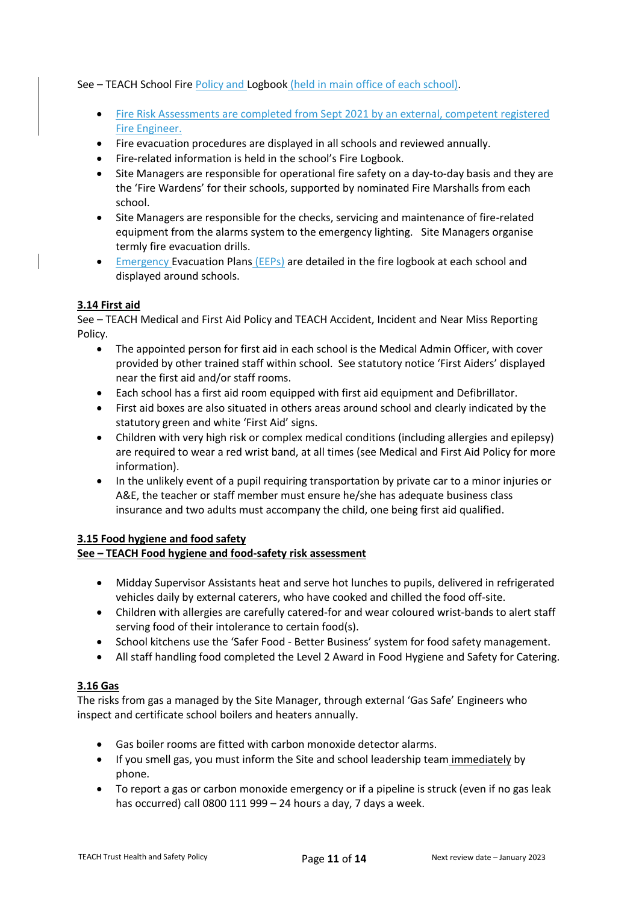See – TEACH School Fire Policy and Logbook (held in main office of each school).

- Fire Risk Assessments are completed from Sept 2021 by an external, competent registered Fire Engineer.
- Fire evacuation procedures are displayed in all schools and reviewed annually.
- Fire-related information is held in the school's Fire Logbook.
- Site Managers are responsible for operational fire safety on a day-to-day basis and they are the 'Fire Wardens' for their schools, supported by nominated Fire Marshalls from each school.
- Site Managers are responsible for the checks, servicing and maintenance of fire-related equipment from the alarms system to the emergency lighting. Site Managers organise termly fire evacuation drills.
- Emergency Evacuation Plans (EEPs) are detailed in the fire logbook at each school and displayed around schools.

## 3.14 First aid

See – TEACH Medical and First Aid Policy and TEACH Accident, Incident and Near Miss Reporting Policy.

- The appointed person for first aid in each school is the Medical Admin Officer, with cover provided by other trained staff within school. See statutory notice 'First Aiders' displayed near the first aid and/or staff rooms.
- Each school has a first aid room equipped with first aid equipment and Defibrillator.
- First aid boxes are also situated in others areas around school and clearly indicated by the statutory green and white 'First Aid' signs.
- Children with very high risk or complex medical conditions (including allergies and epilepsy) are required to wear a red wrist band, at all times (see Medical and First Aid Policy for more information).
- In the unlikely event of a pupil requiring transportation by private car to a minor injuries or A&E, the teacher or staff member must ensure he/she has adequate business class insurance and two adults must accompany the child, one being first aid qualified.

## 3.15 Food hygiene and food safety

**See – TEACH Food hygiene and food-safety risk assessment**

- Midday Supervisor Assistants heat and serve hot lunches to pupils, delivered in refrigerated vehicles daily by external caterers, who have cooked and chilled the food off-site.
- Children with allergies are carefully catered-for and wear coloured wrist-bands to alert staff serving food of their intolerance to certain food(s).
- School kitchens use the 'Safer Food - Better Business' system for food safety management.
- All staff handling food completed the Level 2 Award in Food Hygiene and Safety for Catering.

## 3.16 Gas

The risks from gas a managed by the Site Manager, through external 'Gas Safe' Engineers who inspect and certificate school boilers and heaters annually.

- Gas boiler rooms are fitted with carbon monoxide detector alarms.
- If you smell gas, you must inform the Site and school leadership team immediately by phone.
- To report a gas or carbon monoxide emergency or if a pipeline is struck (even if no gas leak has occurred) call 0800 111 999 – 24 hours a day, 7 days a week.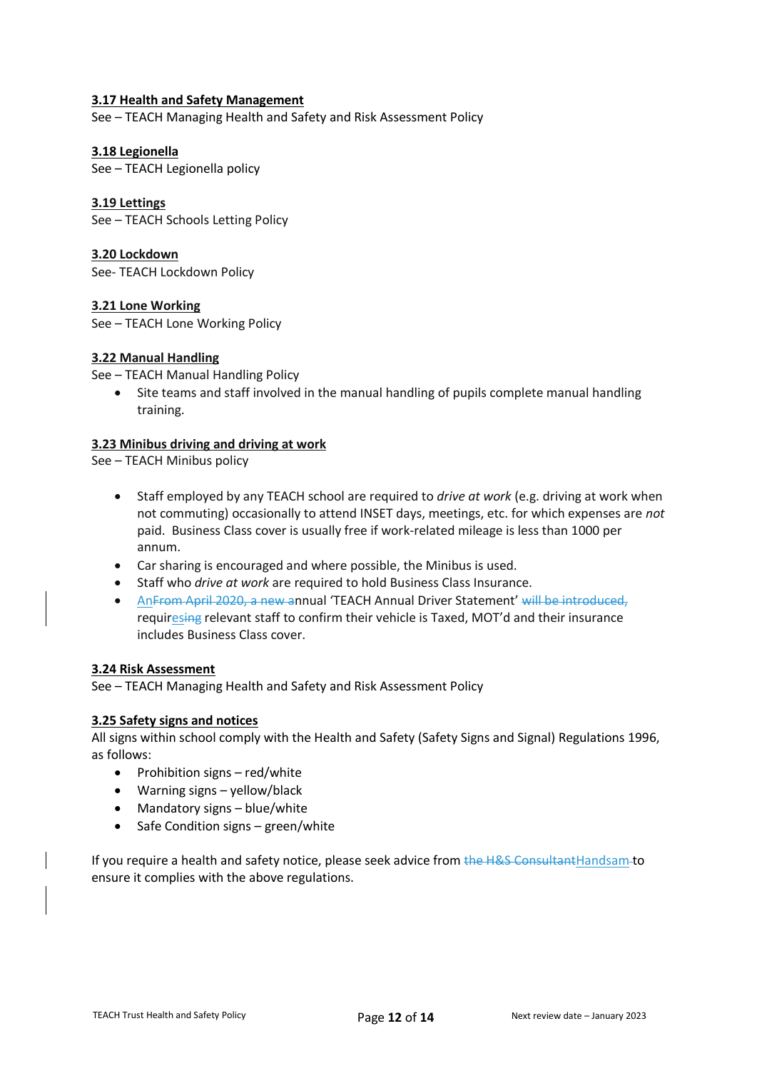### 3.17 Health and Safety Management

See – TEACH Managing Health and Safety and Risk Assessment Policy

### 3.18 Legionella

See – TEACH Legionella policy

### 3.19 Lettings

See – TEACH Schools Letting Policy

### 3.20 Lockdown

See- TEACH Lockdown Policy

### 3.21 Lone Working

See – TEACH Lone Working Policy

### 3.22 Manual Handling

See – TEACH Manual Handling Policy

- Site teams and staff involved in the manual handling of pupils complete manual handling training.

### 3.23 Minibus driving and driving at work

See – TEACH Minibus policy

- Staff employed by any TEACH school are required to *drive at work* (e.g. driving at work when not commuting) occasionally to attend INSET days, meetings, etc. for which expenses are *not* paid. Business Class cover is usually free if work-related mileage is less than 1000 per annum.
- Car sharing is encouraged and where possible, the Minibus is used.
- Staff who *drive at work* are required to hold Business Class Insurance.
- An~~From April 2020, a new a~~nnual 'TEACH Annual Driver Statement' ~~will be introduced,~~ requires~~ing~~ relevant staff to confirm their vehicle is Taxed, MOT'd and their insurance includes Business Class cover.

### 3.24 Risk Assessment

See – TEACH Managing Health and Safety and Risk Assessment Policy

### 3.25 Safety signs and notices

All signs within school comply with the Health and Safety (Safety Signs and Signal) Regulations 1996, as follows:

- Prohibition signs – red/white
- Warning signs – yellow/black
- Mandatory signs – blue/white
- Safe Condition signs – green/white

If you require a health and safety notice, please seek advice from ~~the H&S Consultant~~Handsam to ensure it complies with the above regulations.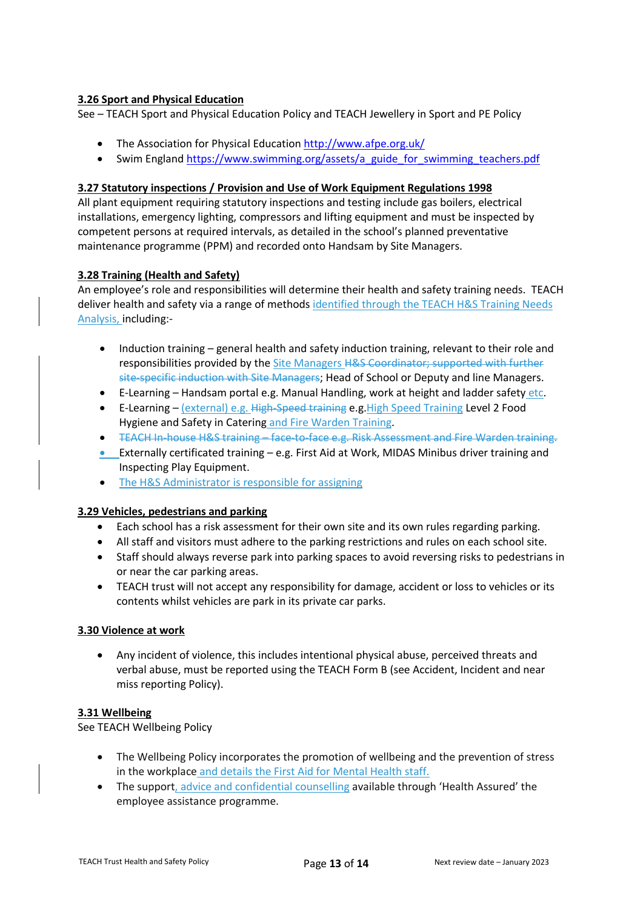**3.26 Sport and Physical Education**

See – TEACH Sport and Physical Education Policy and TEACH Jewellery in Sport and PE Policy

- The Association for Physical Education http://www.afpe.org.uk/
- Swim England https://www.swimming.org/assets/a_guide_for_swimming_teachers.pdf

**3.27 Statutory inspections / Provision and Use of Work Equipment Regulations 1998**

All plant equipment requiring statutory inspections and testing include gas boilers, electrical installations, emergency lighting, compressors and lifting equipment and must be inspected by competent persons at required intervals, as detailed in the school's planned preventative maintenance programme (PPM) and recorded onto Handsam by Site Managers.

**3.28 Training (Health and Safety)**

An employee's role and responsibilities will determine their health and safety training needs. TEACH deliver health and safety via a range of methods identified through the TEACH H&S Training Needs Analysis, including:-

- Induction training – general health and safety induction training, relevant to their role and responsibilities provided by the Site Managers ~~H&S Coordinator; supported with further site-specific induction with Site Managers~~; Head of School or Deputy and line Managers.
- E-Learning – Handsam portal e.g. Manual Handling, work at height and ladder safety etc.
- E-Learning – (external) e.g. ~~High-Speed training~~ e.g.High Speed Training Level 2 Food Hygiene and Safety in Catering and Fire Warden Training.
- ~~TEACH In-house H&S training – face-to-face e.g. Risk Assessment and Fire Warden training.~~
- Externally certificated training – e.g. First Aid at Work, MIDAS Minibus driver training and Inspecting Play Equipment.
- The H&S Administrator is responsible for assigning

**3.29 Vehicles, pedestrians and parking**

- Each school has a risk assessment for their own site and its own rules regarding parking.
- All staff and visitors must adhere to the parking restrictions and rules on each school site.
- Staff should always reverse park into parking spaces to avoid reversing risks to pedestrians in or near the car parking areas.
- TEACH trust will not accept any responsibility for damage, accident or loss to vehicles or its contents whilst vehicles are park in its private car parks.

**3.30 Violence at work**

- Any incident of violence, this includes intentional physical abuse, perceived threats and verbal abuse, must be reported using the TEACH Form B (see Accident, Incident and near miss reporting Policy).

**3.31 Wellbeing**

See TEACH Wellbeing Policy

- The Wellbeing Policy incorporates the promotion of wellbeing and the prevention of stress in the workplace and details the First Aid for Mental Health staff.
- The support, advice and confidential counselling available through 'Health Assured' the employee assistance programme.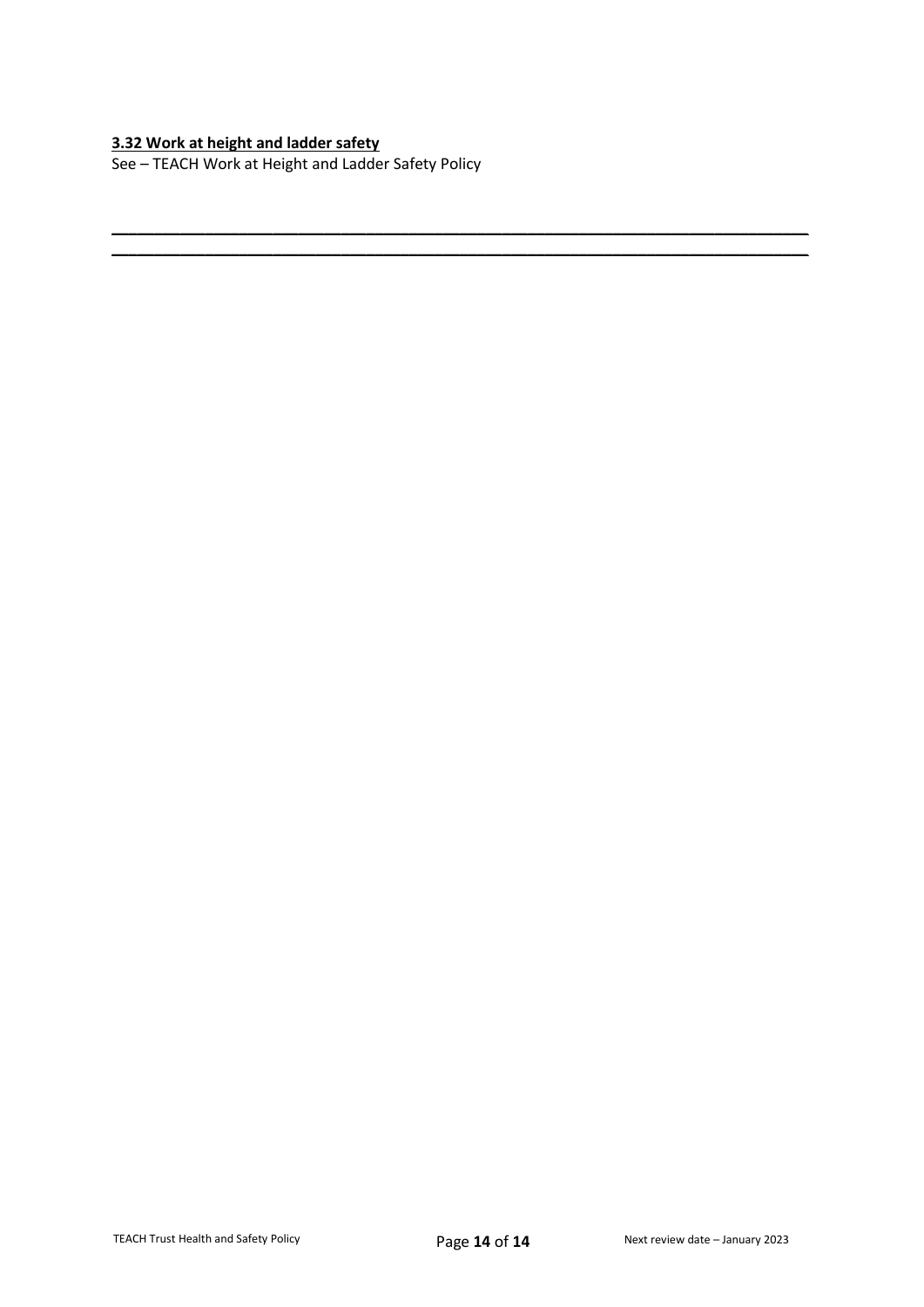**3.32 Work at height and ladder safety**

See – TEACH Work at Height and Ladder Safety Policy

---

---